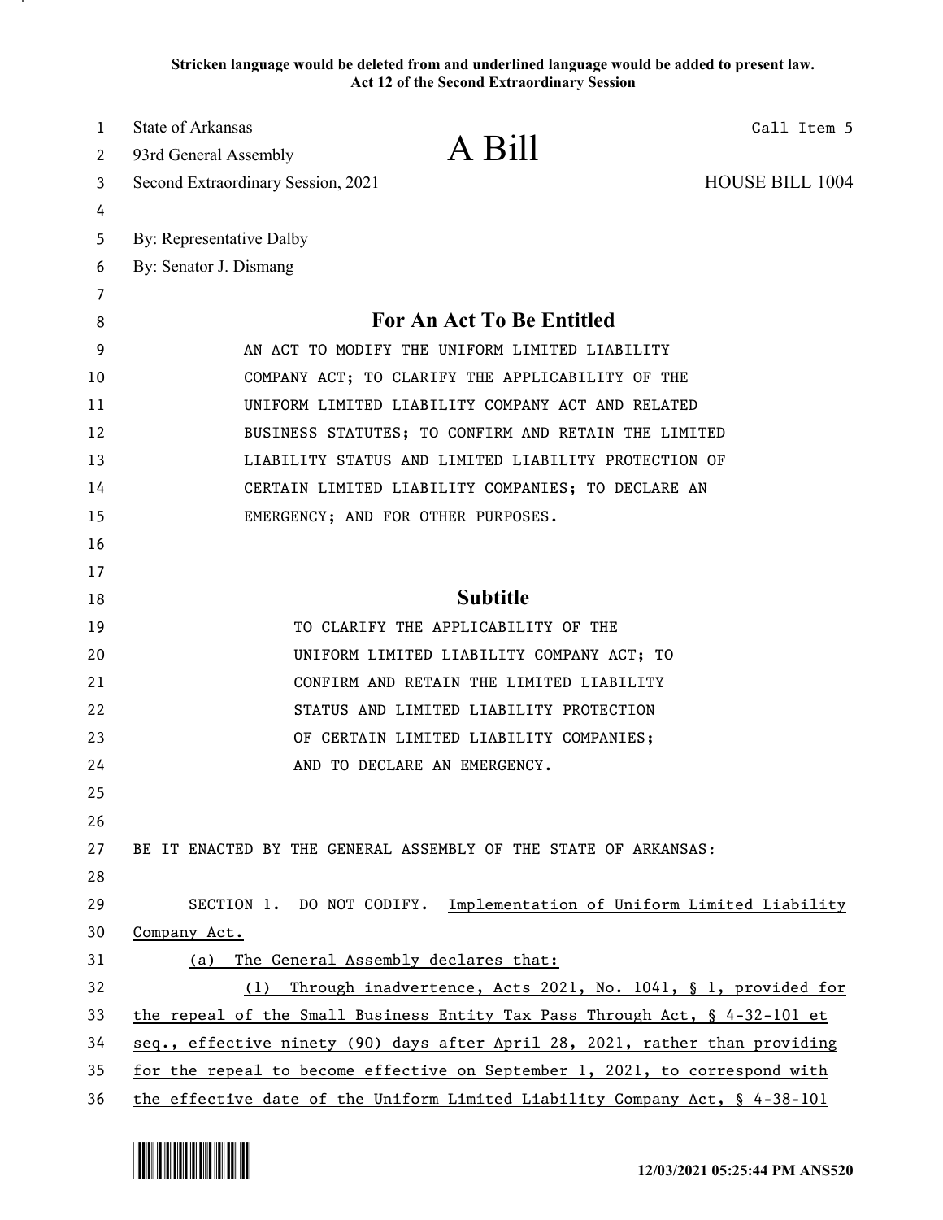**Stricken language would be deleted from and underlined language would be added to present law.**
**Act 12 of the Second Extraordinary Session**

State of Arkansas
93rd General Assembly
Second Extraordinary Session, 2021

# A Bill

Call Item 5

HOUSE BILL 1004

By: Representative Dalby
By: Senator J. Dismang

## For An Act To Be Entitled

AN ACT TO MODIFY THE UNIFORM LIMITED LIABILITY COMPANY ACT; TO CLARIFY THE APPLICABILITY OF THE UNIFORM LIMITED LIABILITY COMPANY ACT AND RELATED BUSINESS STATUTES; TO CONFIRM AND RETAIN THE LIMITED LIABILITY STATUS AND LIMITED LIABILITY PROTECTION OF CERTAIN LIMITED LIABILITY COMPANIES; TO DECLARE AN EMERGENCY; AND FOR OTHER PURPOSES.

## Subtitle

TO CLARIFY THE APPLICABILITY OF THE UNIFORM LIMITED LIABILITY COMPANY ACT; TO CONFIRM AND RETAIN THE LIMITED LIABILITY STATUS AND LIMITED LIABILITY PROTECTION OF CERTAIN LIMITED LIABILITY COMPANIES; AND TO DECLARE AN EMERGENCY.

BE IT ENACTED BY THE GENERAL ASSEMBLY OF THE STATE OF ARKANSAS:

SECTION 1. DO NOT CODIFY. Implementation of Uniform Limited Liability Company Act.

(a) The General Assembly declares that:

(1) Through inadvertence, Acts 2021, No. 1041, § 1, provided for the repeal of the Small Business Entity Tax Pass Through Act, § 4-32-101 et seq., effective ninety (90) days after April 28, 2021, rather than providing for the repeal to become effective on September 1, 2021, to correspond with the effective date of the Uniform Limited Liability Company Act, § 4-38-101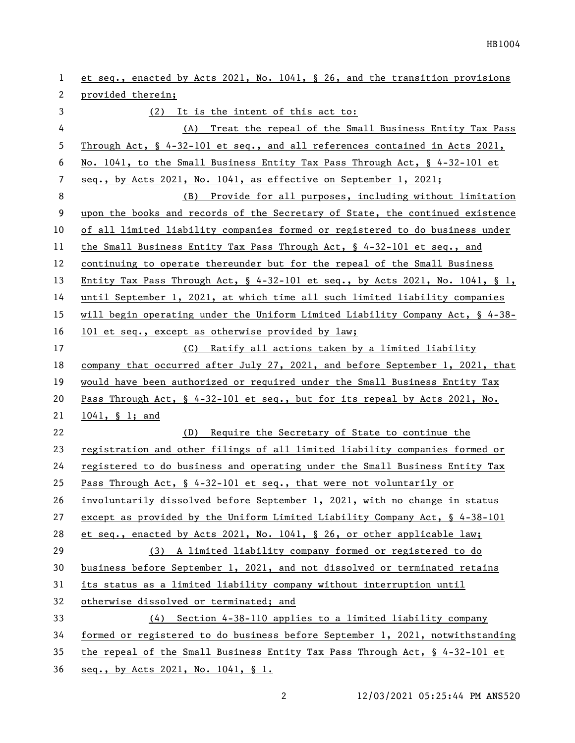et seq., enacted by Acts 2021, No. 1041, § 26, and the transition provisions provided therein;

(2) It is the intent of this act to:

(A) Treat the repeal of the Small Business Entity Tax Pass Through Act, § 4-32-101 et seq., and all references contained in Acts 2021, No. 1041, to the Small Business Entity Tax Pass Through Act, § 4-32-101 et seq., by Acts 2021, No. 1041, as effective on September 1, 2021;

(B) Provide for all purposes, including without limitation upon the books and records of the Secretary of State, the continued existence of all limited liability companies formed or registered to do business under the Small Business Entity Tax Pass Through Act, § 4-32-101 et seq., and continuing to operate thereunder but for the repeal of the Small Business Entity Tax Pass Through Act, § 4-32-101 et seq., by Acts 2021, No. 1041, § 1, until September 1, 2021, at which time all such limited liability companies will begin operating under the Uniform Limited Liability Company Act, § 4-38-101 et seq., except as otherwise provided by law;

(C) Ratify all actions taken by a limited liability company that occurred after July 27, 2021, and before September 1, 2021, that would have been authorized or required under the Small Business Entity Tax Pass Through Act, § 4-32-101 et seq., but for its repeal by Acts 2021, No. 1041, § 1; and

(D) Require the Secretary of State to continue the registration and other filings of all limited liability companies formed or registered to do business and operating under the Small Business Entity Tax Pass Through Act, § 4-32-101 et seq., that were not voluntarily or involuntarily dissolved before September 1, 2021, with no change in status except as provided by the Uniform Limited Liability Company Act, § 4-38-101 et seq., enacted by Acts 2021, No. 1041, § 26, or other applicable law;

(3) A limited liability company formed or registered to do business before September 1, 2021, and not dissolved or terminated retains its status as a limited liability company without interruption until otherwise dissolved or terminated; and

(4) Section 4-38-110 applies to a limited liability company formed or registered to do business before September 1, 2021, notwithstanding the repeal of the Small Business Entity Tax Pass Through Act, § 4-32-101 et seq., by Acts 2021, No. 1041, § 1.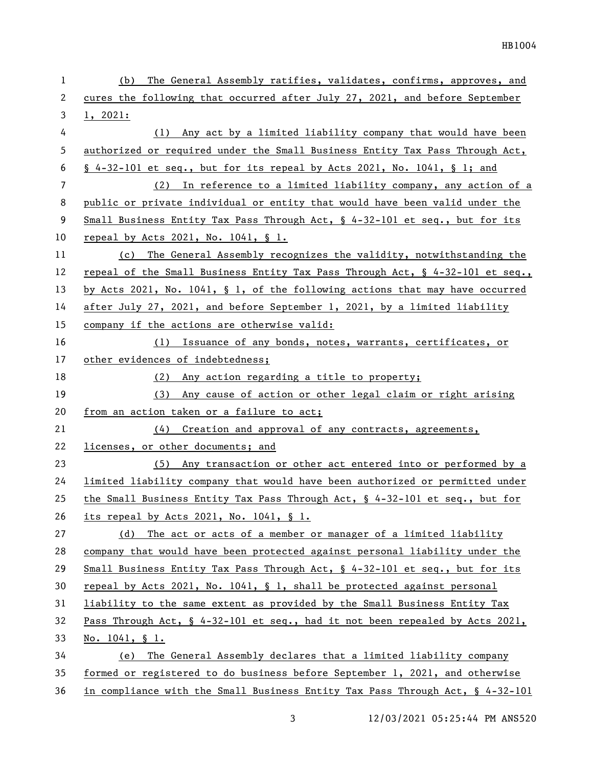(b) The General Assembly ratifies, validates, confirms, approves, and cures the following that occurred after July 27, 2021, and before September 1, 2021:

(1) Any act by a limited liability company that would have been authorized or required under the Small Business Entity Tax Pass Through Act, § 4-32-101 et seq., but for its repeal by Acts 2021, No. 1041, § 1; and

(2) In reference to a limited liability company, any action of a public or private individual or entity that would have been valid under the Small Business Entity Tax Pass Through Act, § 4-32-101 et seq., but for its repeal by Acts 2021, No. 1041, § 1.

(c) The General Assembly recognizes the validity, notwithstanding the repeal of the Small Business Entity Tax Pass Through Act, § 4-32-101 et seq., by Acts 2021, No. 1041, § 1, of the following actions that may have occurred after July 27, 2021, and before September 1, 2021, by a limited liability company if the actions are otherwise valid:

(1) Issuance of any bonds, notes, warrants, certificates, or other evidences of indebtedness;

(2) Any action regarding a title to property;

(3) Any cause of action or other legal claim or right arising from an action taken or a failure to act;

(4) Creation and approval of any contracts, agreements, licenses, or other documents; and

(5) Any transaction or other act entered into or performed by a limited liability company that would have been authorized or permitted under the Small Business Entity Tax Pass Through Act, § 4-32-101 et seq., but for its repeal by Acts 2021, No. 1041, § 1.

(d) The act or acts of a member or manager of a limited liability company that would have been protected against personal liability under the Small Business Entity Tax Pass Through Act, § 4-32-101 et seq., but for its repeal by Acts 2021, No. 1041, § 1, shall be protected against personal liability to the same extent as provided by the Small Business Entity Tax Pass Through Act, § 4-32-101 et seq., had it not been repealed by Acts 2021, No. 1041, § 1.

(e) The General Assembly declares that a limited liability company formed or registered to do business before September 1, 2021, and otherwise in compliance with the Small Business Entity Tax Pass Through Act, § 4-32-101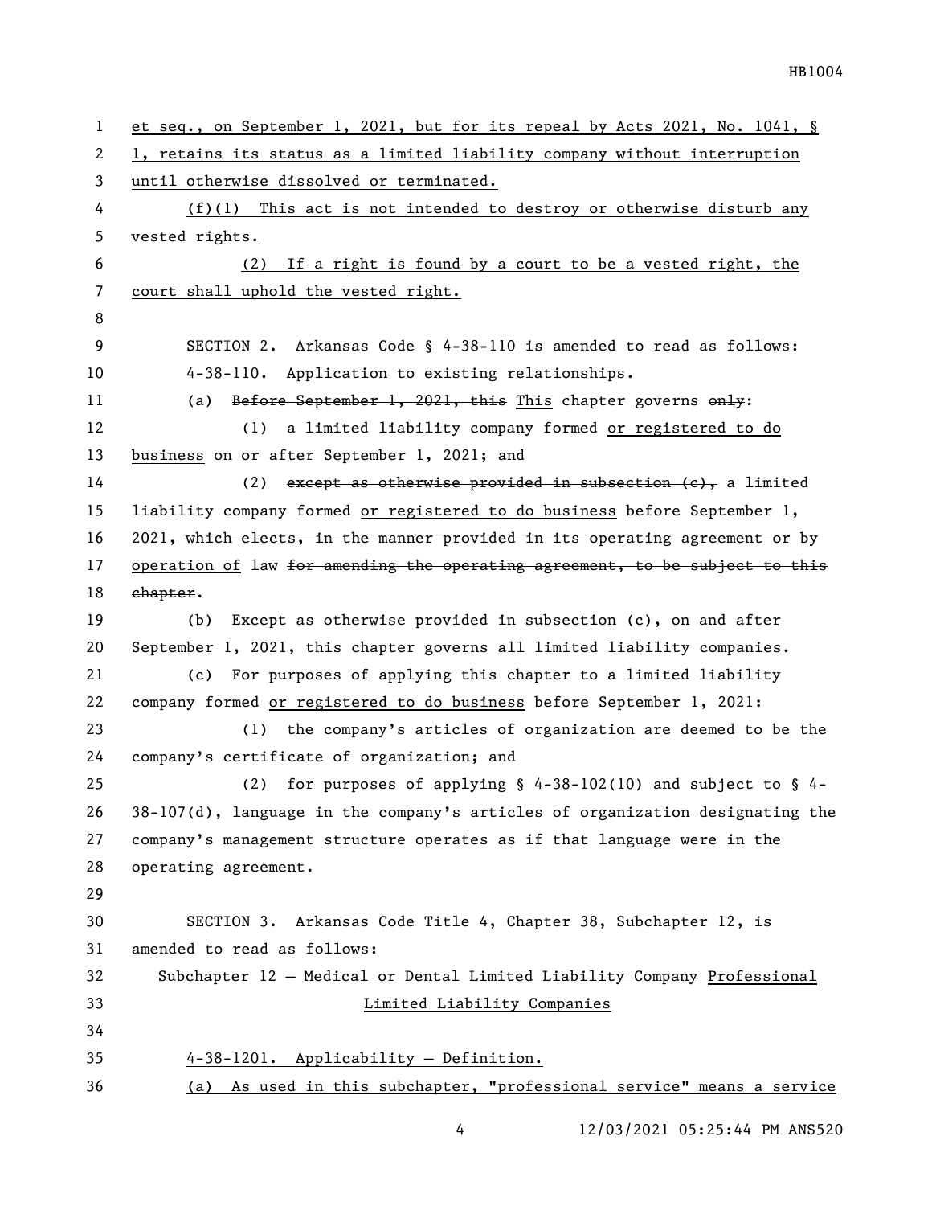et seq., on September 1, 2021, but for its repeal by Acts 2021, No. 1041, § 1, retains its status as a limited liability company without interruption until otherwise dissolved or terminated.

(f)(1) This act is not intended to destroy or otherwise disturb any vested rights.

(2) If a right is found by a court to be a vested right, the court shall uphold the vested right.

SECTION 2. Arkansas Code § 4-38-110 is amended to read as follows:

4-38-110. Application to existing relationships.

(a) ~~Before September 1, 2021, this~~ This chapter governs ~~only~~:

(1) a limited liability company formed or registered to do business on or after September 1, 2021; and

(2) ~~except as otherwise provided in subsection (c),~~ a limited liability company formed or registered to do business before September 1, 2021, ~~which elects, in the manner provided in its operating agreement or~~ by operation of law ~~for amending the operating agreement, to be subject to this chapter~~.

(b) Except as otherwise provided in subsection (c), on and after September 1, 2021, this chapter governs all limited liability companies.

(c) For purposes of applying this chapter to a limited liability company formed or registered to do business before September 1, 2021:

(1) the company's articles of organization are deemed to be the company's certificate of organization; and

(2) for purposes of applying § 4-38-102(10) and subject to § 4-38-107(d), language in the company's articles of organization designating the company's management structure operates as if that language were in the operating agreement.

SECTION 3. Arkansas Code Title 4, Chapter 38, Subchapter 12, is amended to read as follows:

Subchapter 12 — ~~Medical or Dental Limited Liability Company~~ Professional Limited Liability Companies

4-38-1201. Applicability — Definition.

(a) As used in this subchapter, "professional service" means a service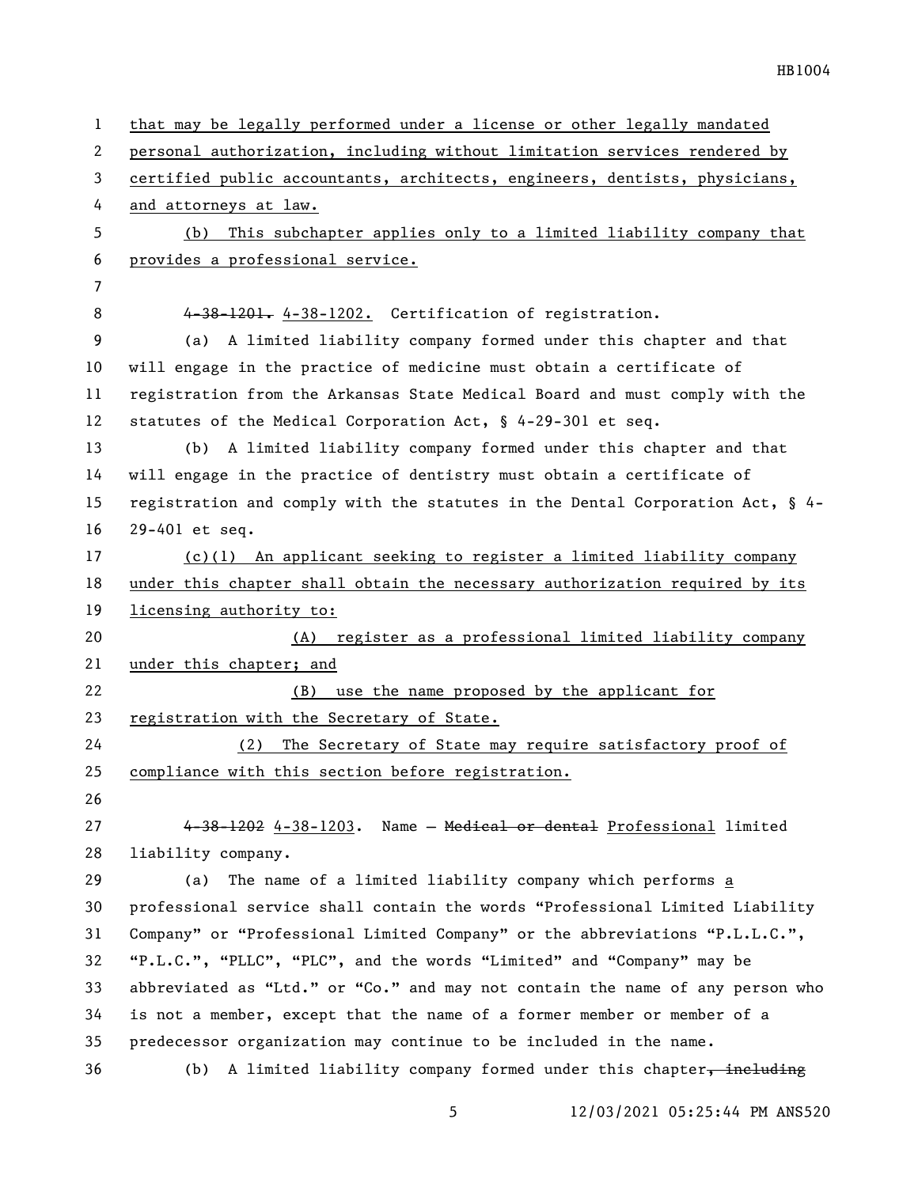that may be legally performed under a license or other legally mandated personal authorization, including without limitation services rendered by certified public accountants, architects, engineers, dentists, physicians, and attorneys at law.

(b) This subchapter applies only to a limited liability company that provides a professional service.

~~4-38-1201.~~ 4-38-1202. Certification of registration.

(a) A limited liability company formed under this chapter and that will engage in the practice of medicine must obtain a certificate of registration from the Arkansas State Medical Board and must comply with the statutes of the Medical Corporation Act, § 4-29-301 et seq.

(b) A limited liability company formed under this chapter and that will engage in the practice of dentistry must obtain a certificate of registration and comply with the statutes in the Dental Corporation Act, § 4-29-401 et seq.

(c)(1) An applicant seeking to register a limited liability company under this chapter shall obtain the necessary authorization required by its licensing authority to:

(A) register as a professional limited liability company under this chapter; and

(B) use the name proposed by the applicant for registration with the Secretary of State.

(2) The Secretary of State may require satisfactory proof of compliance with this section before registration.

~~4-38-1202~~ 4-38-1203. Name — ~~Medical or dental~~ Professional limited liability company.

(a) The name of a limited liability company which performs a professional service shall contain the words "Professional Limited Liability Company" or "Professional Limited Company" or the abbreviations "P.L.L.C.", "P.L.C.", "PLLC", "PLC", and the words "Limited" and "Company" may be abbreviated as "Ltd." or "Co." and may not contain the name of any person who is not a member, except that the name of a former member or member of a predecessor organization may continue to be included in the name.

(b) A limited liability company formed under this chapter~~, including~~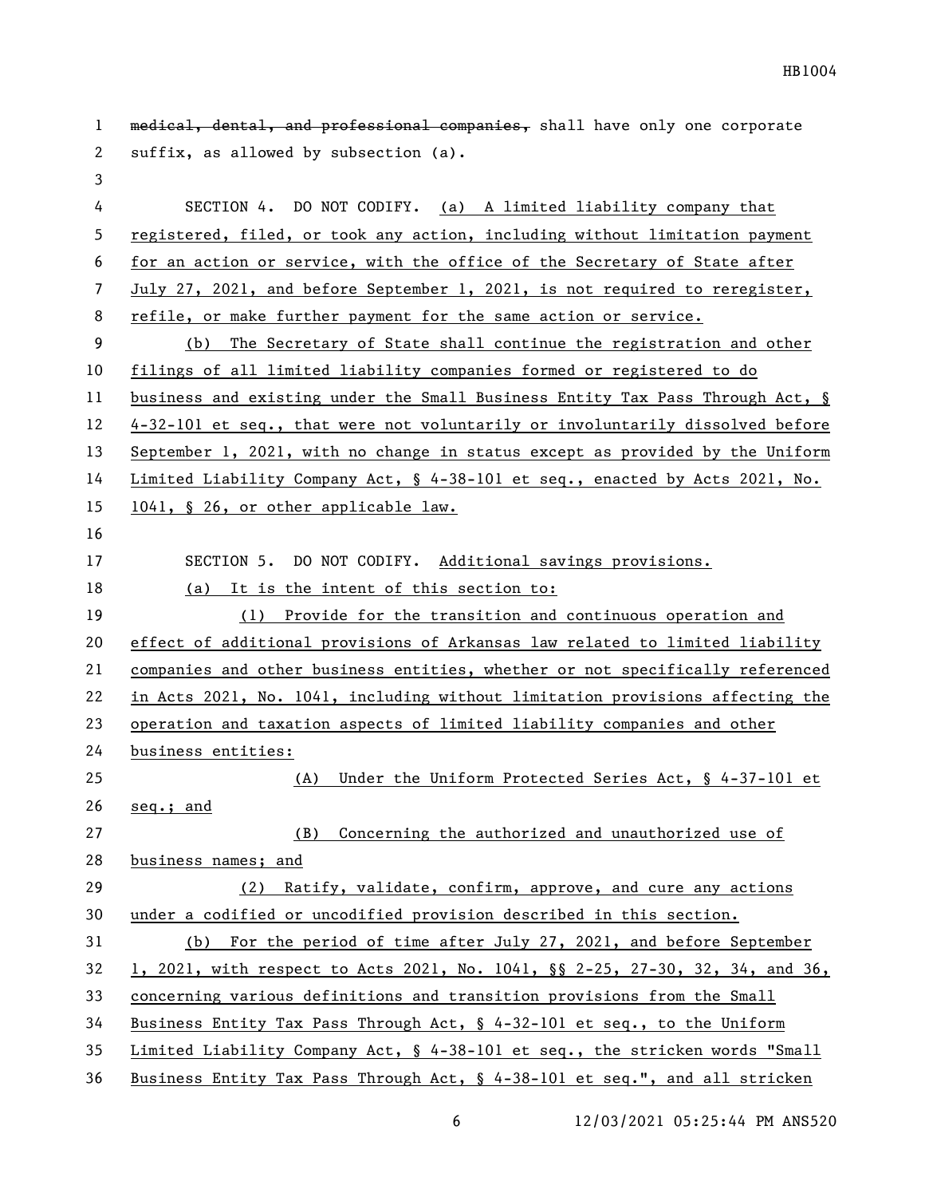~~medical, dental, and professional companies,~~ shall have only one corporate suffix, as allowed by subsection (a).

SECTION 4. DO NOT CODIFY. (a) A limited liability company that registered, filed, or took any action, including without limitation payment for an action or service, with the office of the Secretary of State after July 27, 2021, and before September 1, 2021, is not required to reregister, refile, or make further payment for the same action or service.

(b) The Secretary of State shall continue the registration and other filings of all limited liability companies formed or registered to do business and existing under the Small Business Entity Tax Pass Through Act, § 4-32-101 et seq., that were not voluntarily or involuntarily dissolved before September 1, 2021, with no change in status except as provided by the Uniform Limited Liability Company Act, § 4-38-101 et seq., enacted by Acts 2021, No. 1041, § 26, or other applicable law.

SECTION 5. DO NOT CODIFY. Additional savings provisions.

(a) It is the intent of this section to:

(1) Provide for the transition and continuous operation and effect of additional provisions of Arkansas law related to limited liability companies and other business entities, whether or not specifically referenced in Acts 2021, No. 1041, including without limitation provisions affecting the operation and taxation aspects of limited liability companies and other business entities:

(A) Under the Uniform Protected Series Act, § 4-37-101 et seq.; and

(B) Concerning the authorized and unauthorized use of business names; and

(2) Ratify, validate, confirm, approve, and cure any actions under a codified or uncodified provision described in this section.

(b) For the period of time after July 27, 2021, and before September 1, 2021, with respect to Acts 2021, No. 1041, §§ 2-25, 27-30, 32, 34, and 36, concerning various definitions and transition provisions from the Small Business Entity Tax Pass Through Act, § 4-32-101 et seq., to the Uniform Limited Liability Company Act, § 4-38-101 et seq., the stricken words "Small Business Entity Tax Pass Through Act, § 4-38-101 et seq.", and all stricken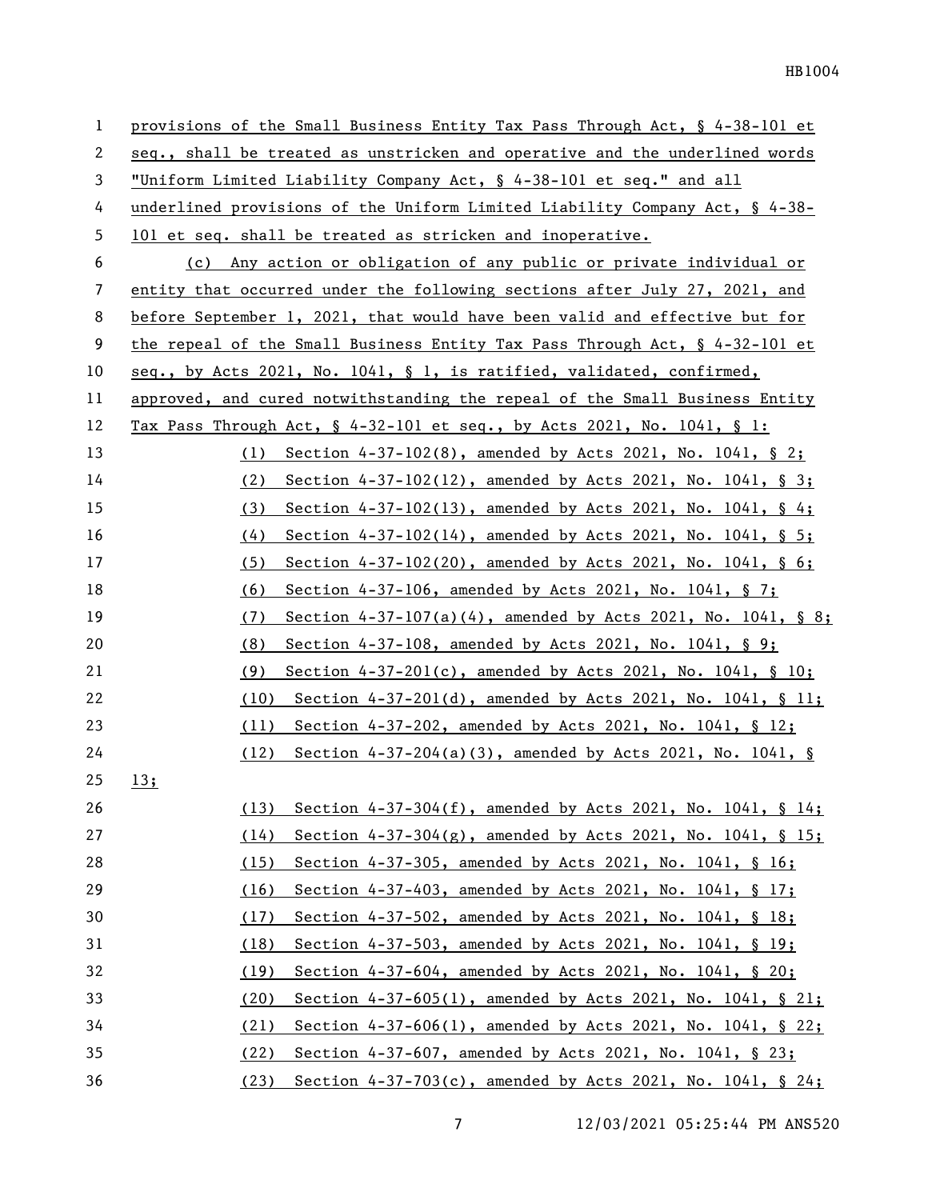provisions of the Small Business Entity Tax Pass Through Act, § 4-38-101 et seq., shall be treated as unstricken and operative and the underlined words "Uniform Limited Liability Company Act, § 4-38-101 et seq." and all underlined provisions of the Uniform Limited Liability Company Act, § 4-38-101 et seq. shall be treated as stricken and inoperative.

(c) Any action or obligation of any public or private individual or entity that occurred under the following sections after July 27, 2021, and before September 1, 2021, that would have been valid and effective but for the repeal of the Small Business Entity Tax Pass Through Act, § 4-32-101 et seq., by Acts 2021, No. 1041, § 1, is ratified, validated, confirmed, approved, and cured notwithstanding the repeal of the Small Business Entity Tax Pass Through Act, § 4-32-101 et seq., by Acts 2021, No. 1041, § 1:

(1) Section 4-37-102(8), amended by Acts 2021, No. 1041, § 2;

(2) Section 4-37-102(12), amended by Acts 2021, No. 1041, § 3;

(3) Section 4-37-102(13), amended by Acts 2021, No. 1041, § 4;

(4) Section 4-37-102(14), amended by Acts 2021, No. 1041, § 5;

(5) Section 4-37-102(20), amended by Acts 2021, No. 1041, § 6;

(6) Section 4-37-106, amended by Acts 2021, No. 1041, § 7;

(7) Section 4-37-107(a)(4), amended by Acts 2021, No. 1041, § 8;

(8) Section 4-37-108, amended by Acts 2021, No. 1041, § 9;

(9) Section 4-37-201(c), amended by Acts 2021, No. 1041, § 10;

(10) Section 4-37-201(d), amended by Acts 2021, No. 1041, § 11;

(11) Section 4-37-202, amended by Acts 2021, No. 1041, § 12;

(12) Section 4-37-204(a)(3), amended by Acts 2021, No. 1041, § 13;

(13) Section 4-37-304(f), amended by Acts 2021, No. 1041, § 14;

(14) Section 4-37-304(g), amended by Acts 2021, No. 1041, § 15;

(15) Section 4-37-305, amended by Acts 2021, No. 1041, § 16;

(16) Section 4-37-403, amended by Acts 2021, No. 1041, § 17;

(17) Section 4-37-502, amended by Acts 2021, No. 1041, § 18;

(18) Section 4-37-503, amended by Acts 2021, No. 1041, § 19;

(19) Section 4-37-604, amended by Acts 2021, No. 1041, § 20;

(20) Section 4-37-605(1), amended by Acts 2021, No. 1041, § 21;

(21) Section 4-37-606(1), amended by Acts 2021, No. 1041, § 22;

(22) Section 4-37-607, amended by Acts 2021, No. 1041, § 23;

(23) Section 4-37-703(c), amended by Acts 2021, No. 1041, § 24;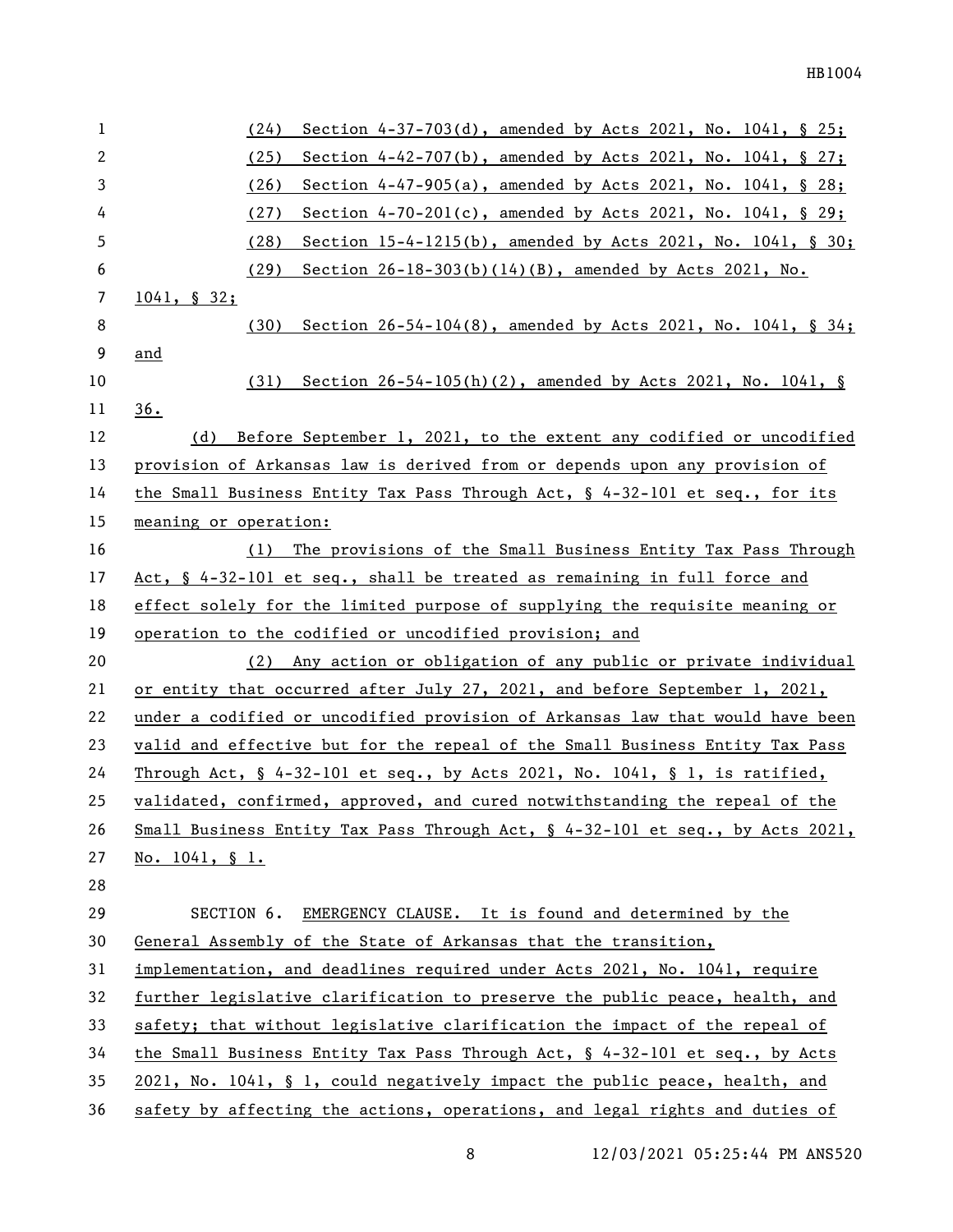(24) Section 4-37-703(d), amended by Acts 2021, No. 1041, § 25;

(25) Section 4-42-707(b), amended by Acts 2021, No. 1041, § 27;

(26) Section 4-47-905(a), amended by Acts 2021, No. 1041, § 28;

(27) Section 4-70-201(c), amended by Acts 2021, No. 1041, § 29;

(28) Section 15-4-1215(b), amended by Acts 2021, No. 1041, § 30;

(29) Section 26-18-303(b)(14)(B), amended by Acts 2021, No. 1041, § 32;

(30) Section 26-54-104(8), amended by Acts 2021, No. 1041, § 34; and

(31) Section 26-54-105(h)(2), amended by Acts 2021, No. 1041, § 36.

(d) Before September 1, 2021, to the extent any codified or uncodified provision of Arkansas law is derived from or depends upon any provision of the Small Business Entity Tax Pass Through Act, § 4-32-101 et seq., for its meaning or operation:

(1) The provisions of the Small Business Entity Tax Pass Through Act, § 4-32-101 et seq., shall be treated as remaining in full force and effect solely for the limited purpose of supplying the requisite meaning or operation to the codified or uncodified provision; and

(2) Any action or obligation of any public or private individual or entity that occurred after July 27, 2021, and before September 1, 2021, under a codified or uncodified provision of Arkansas law that would have been valid and effective but for the repeal of the Small Business Entity Tax Pass Through Act, § 4-32-101 et seq., by Acts 2021, No. 1041, § 1, is ratified, validated, confirmed, approved, and cured notwithstanding the repeal of the Small Business Entity Tax Pass Through Act, § 4-32-101 et seq., by Acts 2021, No. 1041, § 1.

SECTION 6. EMERGENCY CLAUSE. It is found and determined by the General Assembly of the State of Arkansas that the transition, implementation, and deadlines required under Acts 2021, No. 1041, require further legislative clarification to preserve the public peace, health, and safety; that without legislative clarification the impact of the repeal of the Small Business Entity Tax Pass Through Act, § 4-32-101 et seq., by Acts 2021, No. 1041, § 1, could negatively impact the public peace, health, and safety by affecting the actions, operations, and legal rights and duties of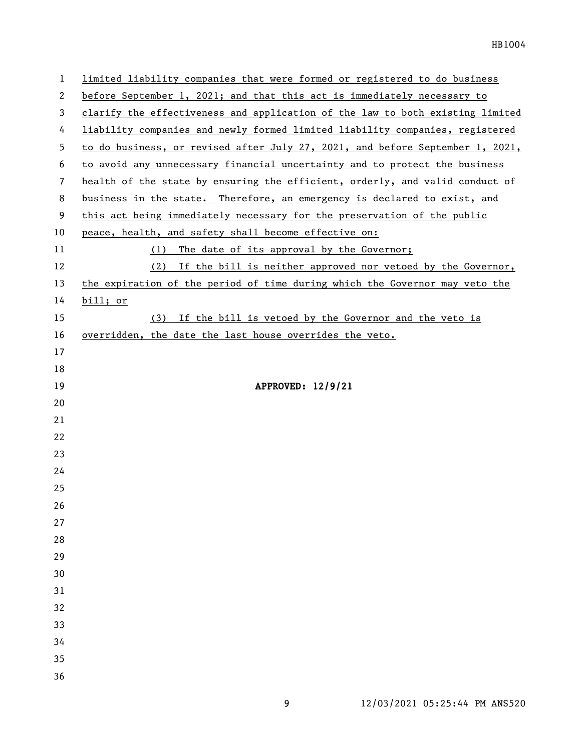limited liability companies that were formed or registered to do business before September 1, 2021; and that this act is immediately necessary to clarify the effectiveness and application of the law to both existing limited liability companies and newly formed limited liability companies, registered to do business, or revised after July 27, 2021, and before September 1, 2021, to avoid any unnecessary financial uncertainty and to protect the business health of the state by ensuring the efficient, orderly, and valid conduct of business in the state. Therefore, an emergency is declared to exist, and this act being immediately necessary for the preservation of the public peace, health, and safety shall become effective on:

(1) The date of its approval by the Governor;

(2) If the bill is neither approved nor vetoed by the Governor, the expiration of the period of time during which the Governor may veto the bill; or

(3) If the bill is vetoed by the Governor and the veto is overridden, the date the last house overrides the veto.

**APPROVED: 12/9/21**

12/03/2021 05:25:44 PM ANS520